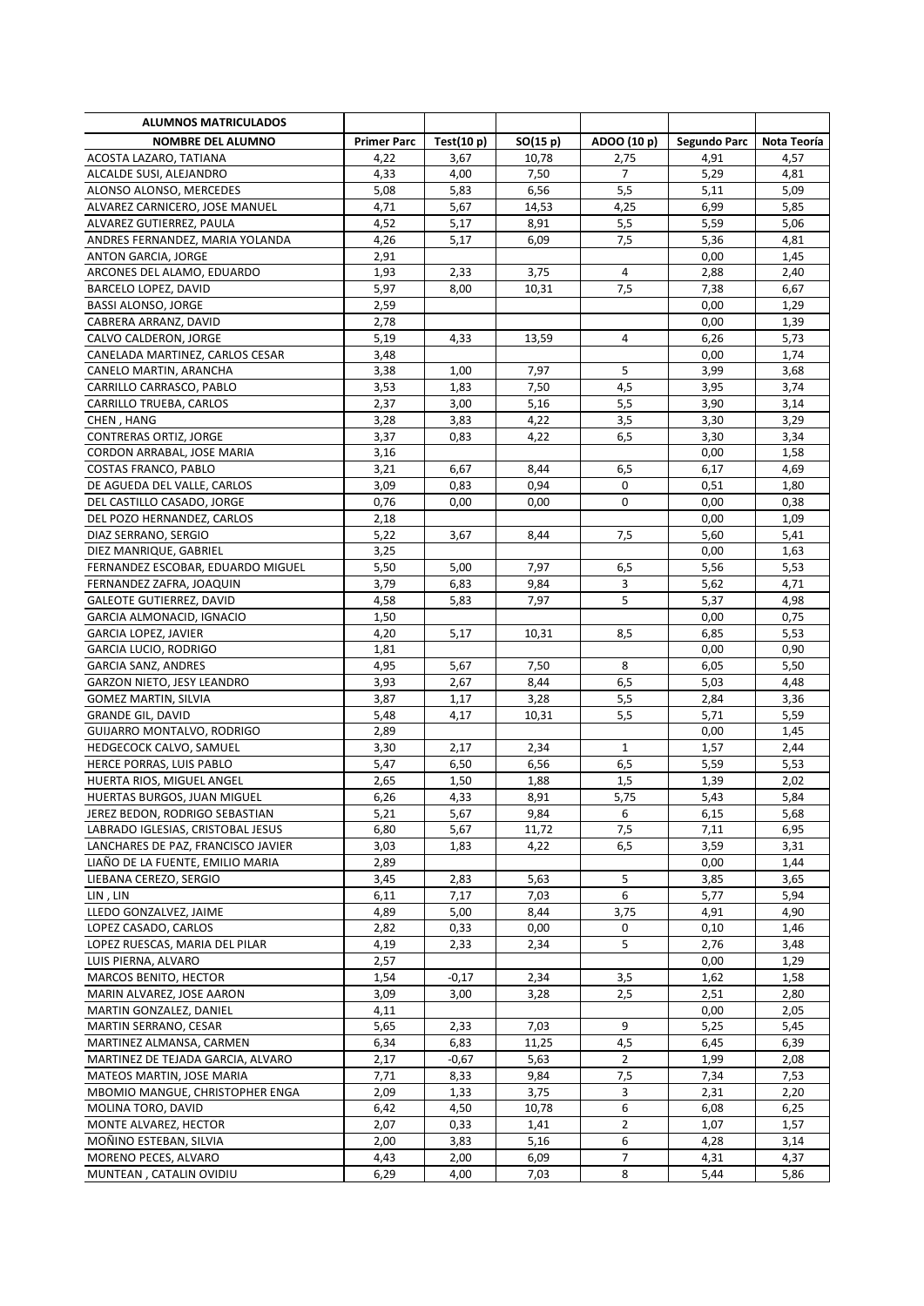| ALUMNOS MATRICULADOS | | | | | | |
|---|---|---|---|---|---|---|
| NOMBRE DEL ALUMNO | Primer Parc | Test(10 p) | SO(15 p) | ADOO (10 p) | Segundo Parc | Nota Teoría |
| ACOSTA LAZARO, TATIANA | 4,22 | 3,67 | 10,78 | 2,75 | 4,91 | 4,57 |
| ALCALDE SUSI, ALEJANDRO | 4,33 | 4,00 | 7,50 | 7 | 5,29 | 4,81 |
| ALONSO ALONSO, MERCEDES | 5,08 | 5,83 | 6,56 | 5,5 | 5,11 | 5,09 |
| ALVAREZ CARNICERO, JOSE MANUEL | 4,71 | 5,67 | 14,53 | 4,25 | 6,99 | 5,85 |
| ALVAREZ GUTIERREZ, PAULA | 4,52 | 5,17 | 8,91 | 5,5 | 5,59 | 5,06 |
| ANDRES FERNANDEZ, MARIA YOLANDA | 4,26 | 5,17 | 6,09 | 7,5 | 5,36 | 4,81 |
| ANTON GARCIA, JORGE | 2,91 | | | | 0,00 | 1,45 |
| ARCONES DEL ALAMO, EDUARDO | 1,93 | 2,33 | 3,75 | 4 | 2,88 | 2,40 |
| BARCELO LOPEZ, DAVID | 5,97 | 8,00 | 10,31 | 7,5 | 7,38 | 6,67 |
| BASSI ALONSO, JORGE | 2,59 | | | | 0,00 | 1,29 |
| CABRERA ARRANZ, DAVID | 2,78 | | | | 0,00 | 1,39 |
| CALVO CALDERON, JORGE | 5,19 | 4,33 | 13,59 | 4 | 6,26 | 5,73 |
| CANELADA MARTINEZ, CARLOS CESAR | 3,48 | | | | 0,00 | 1,74 |
| CANELO MARTIN, ARANCHA | 3,38 | 1,00 | 7,97 | 5 | 3,99 | 3,68 |
| CARRILLO CARRASCO, PABLO | 3,53 | 1,83 | 7,50 | 4,5 | 3,95 | 3,74 |
| CARRILLO TRUEBA, CARLOS | 2,37 | 3,00 | 5,16 | 5,5 | 3,90 | 3,14 |
| CHEN , HANG | 3,28 | 3,83 | 4,22 | 3,5 | 3,30 | 3,29 |
| CONTRERAS ORTIZ, JORGE | 3,37 | 0,83 | 4,22 | 6,5 | 3,30 | 3,34 |
| CORDON ARRABAL, JOSE MARIA | 3,16 | | | | 0,00 | 1,58 |
| COSTAS FRANCO, PABLO | 3,21 | 6,67 | 8,44 | 6,5 | 6,17 | 4,69 |
| DE AGUEDA DEL VALLE, CARLOS | 3,09 | 0,83 | 0,94 | 0 | 0,51 | 1,80 |
| DEL CASTILLO CASADO, JORGE | 0,76 | 0,00 | 0,00 | 0 | 0,00 | 0,38 |
| DEL POZO HERNANDEZ, CARLOS | 2,18 | | | | 0,00 | 1,09 |
| DIAZ SERRANO, SERGIO | 5,22 | 3,67 | 8,44 | 7,5 | 5,60 | 5,41 |
| DIEZ MANRIQUE, GABRIEL | 3,25 | | | | 0,00 | 1,63 |
| FERNANDEZ ESCOBAR, EDUARDO MIGUEL | 5,50 | 5,00 | 7,97 | 6,5 | 5,56 | 5,53 |
| FERNANDEZ ZAFRA, JOAQUIN | 3,79 | 6,83 | 9,84 | 3 | 5,62 | 4,71 |
| GALEOTE GUTIERREZ, DAVID | 4,58 | 5,83 | 7,97 | 5 | 5,37 | 4,98 |
| GARCIA ALMONACID, IGNACIO | 1,50 | | | | 0,00 | 0,75 |
| GARCIA LOPEZ, JAVIER | 4,20 | 5,17 | 10,31 | 8,5 | 6,85 | 5,53 |
| GARCIA LUCIO, RODRIGO | 1,81 | | | | 0,00 | 0,90 |
| GARCIA SANZ, ANDRES | 4,95 | 5,67 | 7,50 | 8 | 6,05 | 5,50 |
| GARZON NIETO, JESY LEANDRO | 3,93 | 2,67 | 8,44 | 6,5 | 5,03 | 4,48 |
| GOMEZ MARTIN, SILVIA | 3,87 | 1,17 | 3,28 | 5,5 | 2,84 | 3,36 |
| GRANDE GIL, DAVID | 5,48 | 4,17 | 10,31 | 5,5 | 5,71 | 5,59 |
| GUIJARRO MONTALVO, RODRIGO | 2,89 | | | | 0,00 | 1,45 |
| HEDGECOCK CALVO, SAMUEL | 3,30 | 2,17 | 2,34 | 1 | 1,57 | 2,44 |
| HERCE PORRAS, LUIS PABLO | 5,47 | 6,50 | 6,56 | 6,5 | 5,59 | 5,53 |
| HUERTA RIOS, MIGUEL ANGEL | 2,65 | 1,50 | 1,88 | 1,5 | 1,39 | 2,02 |
| HUERTAS BURGOS, JUAN MIGUEL | 6,26 | 4,33 | 8,91 | 5,75 | 5,43 | 5,84 |
| JEREZ BEDON, RODRIGO SEBASTIAN | 5,21 | 5,67 | 9,84 | 6 | 6,15 | 5,68 |
| LABRADO IGLESIAS, CRISTOBAL JESUS | 6,80 | 5,67 | 11,72 | 7,5 | 7,11 | 6,95 |
| LANCHARES DE PAZ, FRANCISCO JAVIER | 3,03 | 1,83 | 4,22 | 6,5 | 3,59 | 3,31 |
| LIAÑO DE LA FUENTE, EMILIO MARIA | 2,89 | | | | 0,00 | 1,44 |
| LIEBANA CEREZO, SERGIO | 3,45 | 2,83 | 5,63 | 5 | 3,85 | 3,65 |
| LIN , LIN | 6,11 | 7,17 | 7,03 | 6 | 5,77 | 5,94 |
| LLEDO GONZALVEZ, JAIME | 4,89 | 5,00 | 8,44 | 3,75 | 4,91 | 4,90 |
| LOPEZ CASADO, CARLOS | 2,82 | 0,33 | 0,00 | 0 | 0,10 | 1,46 |
| LOPEZ RUESCAS, MARIA DEL PILAR | 4,19 | 2,33 | 2,34 | 5 | 2,76 | 3,48 |
| LUIS PIERNA, ALVARO | 2,57 | | | | 0,00 | 1,29 |
| MARCOS BENITO, HECTOR | 1,54 | -0,17 | 2,34 | 3,5 | 1,62 | 1,58 |
| MARIN ALVAREZ, JOSE AARON | 3,09 | 3,00 | 3,28 | 2,5 | 2,51 | 2,80 |
| MARTIN GONZALEZ, DANIEL | 4,11 | | | | 0,00 | 2,05 |
| MARTIN SERRANO, CESAR | 5,65 | 2,33 | 7,03 | 9 | 5,25 | 5,45 |
| MARTINEZ ALMANSA, CARMEN | 6,34 | 6,83 | 11,25 | 4,5 | 6,45 | 6,39 |
| MARTINEZ DE TEJADA GARCIA, ALVARO | 2,17 | -0,67 | 5,63 | 2 | 1,99 | 2,08 |
| MATEOS MARTIN, JOSE MARIA | 7,71 | 8,33 | 9,84 | 7,5 | 7,34 | 7,53 |
| MBOMIO MANGUE, CHRISTOPHER ENGA | 2,09 | 1,33 | 3,75 | 3 | 2,31 | 2,20 |
| MOLINA TORO, DAVID | 6,42 | 4,50 | 10,78 | 6 | 6,08 | 6,25 |
| MONTE ALVAREZ, HECTOR | 2,07 | 0,33 | 1,41 | 2 | 1,07 | 1,57 |
| MOÑINO ESTEBAN, SILVIA | 2,00 | 3,83 | 5,16 | 6 | 4,28 | 3,14 |
| MORENO PECES, ALVARO | 4,43 | 2,00 | 6,09 | 7 | 4,31 | 4,37 |
| MUNTEAN , CATALIN OVIDIU | 6,29 | 4,00 | 7,03 | 8 | 5,44 | 5,86 |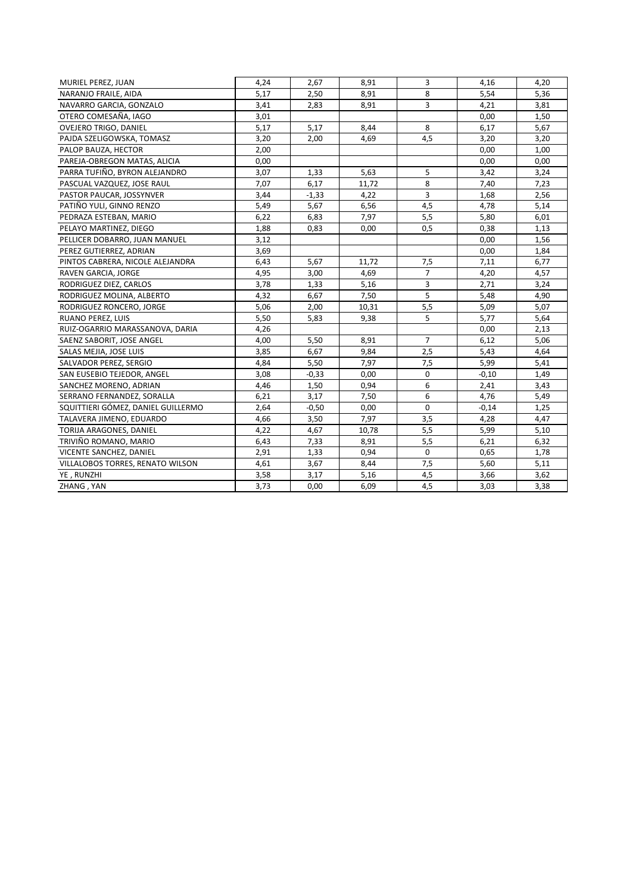| | | | | | | |
|---|---|---|---|---|---|---|
| MURIEL PEREZ, JUAN | 4,24 | 2,67 | 8,91 | 3 | 4,16 | 4,20 |
| NARANJO FRAILE, AIDA | 5,17 | 2,50 | 8,91 | 8 | 5,54 | 5,36 |
| NAVARRO GARCIA, GONZALO | 3,41 | 2,83 | 8,91 | 3 | 4,21 | 3,81 |
| OTERO COMESAÑA, IAGO | 3,01 | | | | 0,00 | 1,50 |
| OVEJERO TRIGO, DANIEL | 5,17 | 5,17 | 8,44 | 8 | 6,17 | 5,67 |
| PAJDA SZELIGOWSKA, TOMASZ | 3,20 | 2,00 | 4,69 | 4,5 | 3,20 | 3,20 |
| PALOP BAUZA, HECTOR | 2,00 | | | | 0,00 | 1,00 |
| PAREJA-OBREGON MATAS, ALICIA | 0,00 | | | | 0,00 | 0,00 |
| PARRA TUFIÑO, BYRON ALEJANDRO | 3,07 | 1,33 | 5,63 | 5 | 3,42 | 3,24 |
| PASCUAL VAZQUEZ, JOSE RAUL | 7,07 | 6,17 | 11,72 | 8 | 7,40 | 7,23 |
| PASTOR PAUCAR, JOSSYNVER | 3,44 | -1,33 | 4,22 | 3 | 1,68 | 2,56 |
| PATIÑO YULI, GINNO RENZO | 5,49 | 5,67 | 6,56 | 4,5 | 4,78 | 5,14 |
| PEDRAZA ESTEBAN, MARIO | 6,22 | 6,83 | 7,97 | 5,5 | 5,80 | 6,01 |
| PELAYO MARTINEZ, DIEGO | 1,88 | 0,83 | 0,00 | 0,5 | 0,38 | 1,13 |
| PELLICER DOBARRO, JUAN MANUEL | 3,12 | | | | 0,00 | 1,56 |
| PEREZ GUTIERREZ, ADRIAN | 3,69 | | | | 0,00 | 1,84 |
| PINTOS CABRERA, NICOLE ALEJANDRA | 6,43 | 5,67 | 11,72 | 7,5 | 7,11 | 6,77 |
| RAVEN GARCIA, JORGE | 4,95 | 3,00 | 4,69 | 7 | 4,20 | 4,57 |
| RODRIGUEZ DIEZ, CARLOS | 3,78 | 1,33 | 5,16 | 3 | 2,71 | 3,24 |
| RODRIGUEZ MOLINA, ALBERTO | 4,32 | 6,67 | 7,50 | 5 | 5,48 | 4,90 |
| RODRIGUEZ RONCERO, JORGE | 5,06 | 2,00 | 10,31 | 5,5 | 5,09 | 5,07 |
| RUANO PEREZ, LUIS | 5,50 | 5,83 | 9,38 | 5 | 5,77 | 5,64 |
| RUIZ-OGARRIO MARASSANOVA, DARIA | 4,26 | | | | 0,00 | 2,13 |
| SAENZ SABORIT, JOSE ANGEL | 4,00 | 5,50 | 8,91 | 7 | 6,12 | 5,06 |
| SALAS MEJIA, JOSE LUIS | 3,85 | 6,67 | 9,84 | 2,5 | 5,43 | 4,64 |
| SALVADOR PEREZ, SERGIO | 4,84 | 5,50 | 7,97 | 7,5 | 5,99 | 5,41 |
| SAN EUSEBIO TEJEDOR, ANGEL | 3,08 | -0,33 | 0,00 | 0 | -0,10 | 1,49 |
| SANCHEZ MORENO, ADRIAN | 4,46 | 1,50 | 0,94 | 6 | 2,41 | 3,43 |
| SERRANO FERNANDEZ, SORALLA | 6,21 | 3,17 | 7,50 | 6 | 4,76 | 5,49 |
| SQUITTIERI GÓMEZ, DANIEL GUILLERMO | 2,64 | -0,50 | 0,00 | 0 | -0,14 | 1,25 |
| TALAVERA JIMENO, EDUARDO | 4,66 | 3,50 | 7,97 | 3,5 | 4,28 | 4,47 |
| TORIJA ARAGONES, DANIEL | 4,22 | 4,67 | 10,78 | 5,5 | 5,99 | 5,10 |
| TRIVIÑO ROMANO, MARIO | 6,43 | 7,33 | 8,91 | 5,5 | 6,21 | 6,32 |
| VICENTE SANCHEZ, DANIEL | 2,91 | 1,33 | 0,94 | 0 | 0,65 | 1,78 |
| VILLALOBOS TORRES, RENATO WILSON | 4,61 | 3,67 | 8,44 | 7,5 | 5,60 | 5,11 |
| YE , RUNZHI | 3,58 | 3,17 | 5,16 | 4,5 | 3,66 | 3,62 |
| ZHANG , YAN | 3,73 | 0,00 | 6,09 | 4,5 | 3,03 | 3,38 |